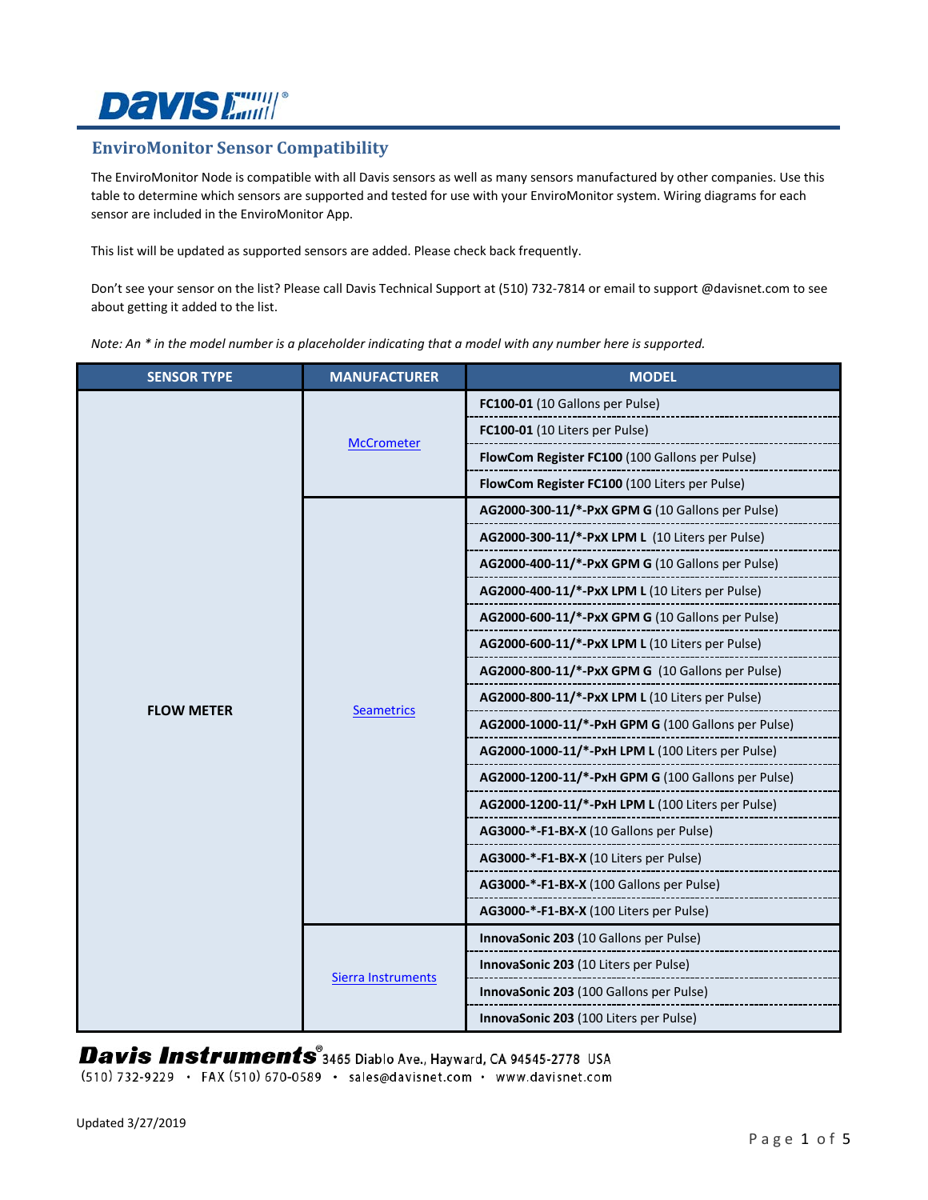## EnviroMonitor Sensor Compatibility

The EnviroMonitor Node is compatible with all Davis sensors as well as many sensors manufactured by other companies. Use this table to determine which sensors are supported and tested for use with your EnviroMonitor system. Wiring diagrams for each sensor are included in the EnviroMonitor App.

This list will be updated as supported sensors are added. Please check back frequently.

Don't see your sensor on the list? Please call Davis Technical Support at (510) 732-7814 or email to support @davisnet.com to see about getting it added to the list.

*Note: An * in the model number is a placeholder indicating that a model with any number here is supported.*

| SENSOR TYPE | MANUFACTURER | MODEL |
|---|---|---|
| **FLOW METER** | McCrometer | **FC100-01** (10 Gallons per Pulse) |
| | | **FC100-01** (10 Liters per Pulse) |
| | | **FlowCom Register FC100** (100 Gallons per Pulse) |
| | | **FlowCom Register FC100** (100 Liters per Pulse) |
| | Seametrics | **AG2000-300-11/*-PxX GPM G** (10 Gallons per Pulse) |
| | | **AG2000-300-11/*-PxX LPM L** (10 Liters per Pulse) |
| | | **AG2000-400-11/*-PxX GPM G** (10 Gallons per Pulse) |
| | | **AG2000-400-11/*-PxX LPM L** (10 Liters per Pulse) |
| | | **AG2000-600-11/*-PxX GPM G** (10 Gallons per Pulse) |
| | | **AG2000-600-11/*-PxX LPM L** (10 Liters per Pulse) |
| | | **AG2000-800-11/*-PxX GPM G** (10 Gallons per Pulse) |
| | | **AG2000-800-11/*-PxX LPM L** (10 Liters per Pulse) |
| | | **AG2000-1000-11/*-PxH GPM G** (100 Gallons per Pulse) |
| | | **AG2000-1000-11/*-PxH LPM L** (100 Liters per Pulse) |
| | | **AG2000-1200-11/*-PxH GPM G** (100 Gallons per Pulse) |
| | | **AG2000-1200-11/*-PxH LPM L** (100 Liters per Pulse) |
| | | **AG3000-*-F1-BX-X** (10 Gallons per Pulse) |
| | | **AG3000-*-F1-BX-X** (10 Liters per Pulse) |
| | | **AG3000-*-F1-BX-X** (100 Gallons per Pulse) |
| | | **AG3000-*-F1-BX-X** (100 Liters per Pulse) |
| | Sierra Instruments | **InnovaSonic 203** (10 Gallons per Pulse) |
| | | **InnovaSonic 203** (10 Liters per Pulse) |
| | | **InnovaSonic 203** (100 Gallons per Pulse) |
| | | **InnovaSonic 203** (100 Liters per Pulse) |

**Davis Instruments®** 3465 Diablo Ave., Hayward, CA 94545-2778 USA
(510) 732-9229 • FAX (510) 670-0589 • sales@davisnet.com • www.davisnet.com

Updated 3/27/2019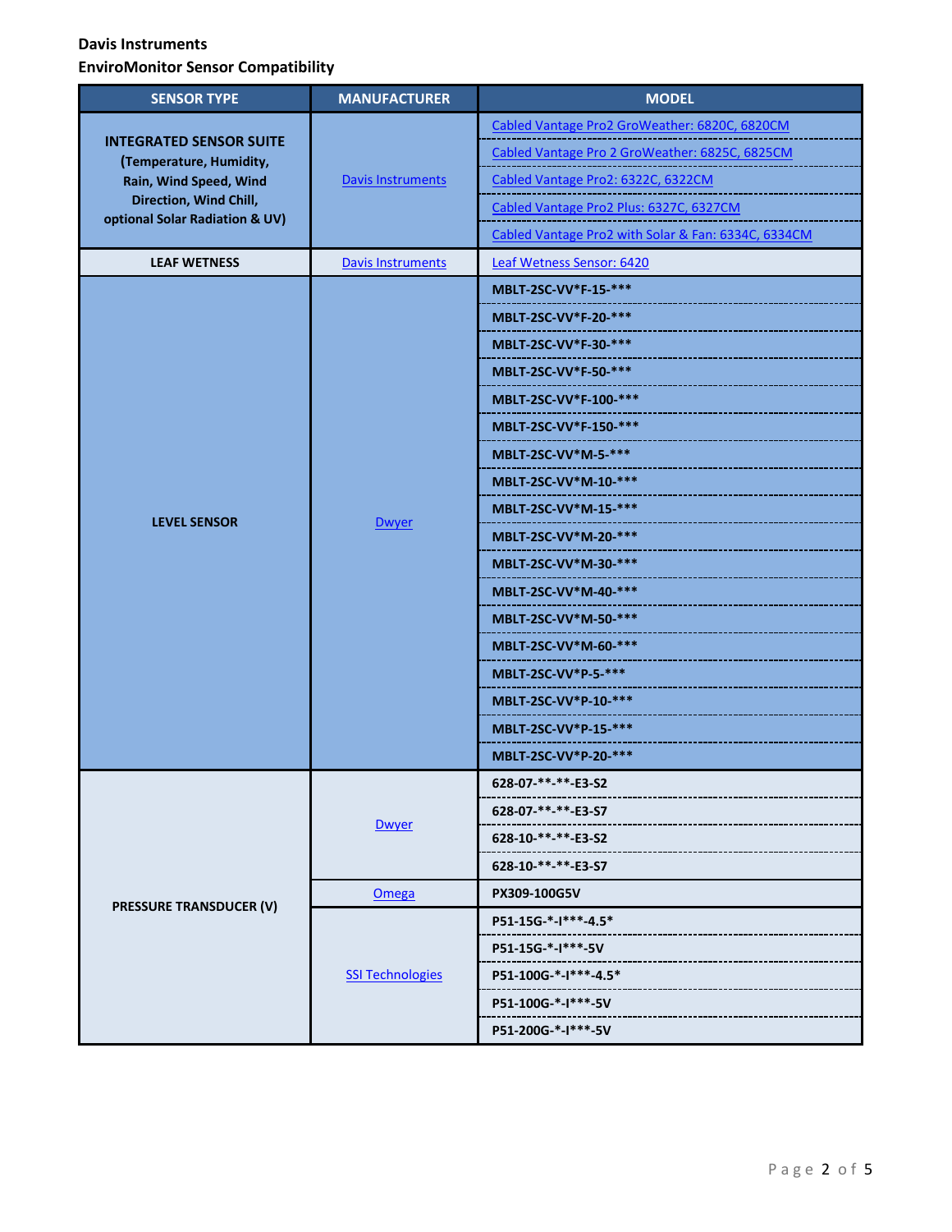**Davis Instruments**

**EnviroMonitor Sensor Compatibility**

| SENSOR TYPE | MANUFACTURER | MODEL |
|---|---|---|
| **INTEGRATED SENSOR SUITE (Temperature, Humidity, Rain, Wind Speed, Wind Direction, Wind Chill, optional Solar Radiation & UV)** | Davis Instruments | Cabled Vantage Pro2 GroWeather: 6820C, 6820CM |
| | | Cabled Vantage Pro 2 GroWeather: 6825C, 6825CM |
| | | Cabled Vantage Pro2: 6322C, 6322CM |
| | | Cabled Vantage Pro2 Plus: 6327C, 6327CM |
| | | Cabled Vantage Pro2 with Solar & Fan: 6334C, 6334CM |
| **LEAF WETNESS** | Davis Instruments | Leaf Wetness Sensor: 6420 |
| **LEVEL SENSOR** | Dwyer | **MBLT-2SC-VV*F-15-*** ** |
| | | **MBLT-2SC-VV*F-20-*** ** |
| | | **MBLT-2SC-VV*F-30-*** ** |
| | | **MBLT-2SC-VV*F-50-*** ** |
| | | **MBLT-2SC-VV*F-100-*** ** |
| | | **MBLT-2SC-VV*F-150-*** ** |
| | | **MBLT-2SC-VV*M-5-*** ** |
| | | **MBLT-2SC-VV*M-10-*** ** |
| | | **MBLT-2SC-VV*M-15-*** ** |
| | | **MBLT-2SC-VV*M-20-*** ** |
| | | **MBLT-2SC-VV*M-30-*** ** |
| | | **MBLT-2SC-VV*M-40-*** ** |
| | | **MBLT-2SC-VV*M-50-*** ** |
| | | **MBLT-2SC-VV*M-60-*** ** |
| | | **MBLT-2SC-VV*P-5-*** ** |
| | | **MBLT-2SC-VV*P-10-*** ** |
| | | **MBLT-2SC-VV*P-15-*** ** |
| | | **MBLT-2SC-VV*P-20-*** ** |
| **PRESSURE TRANSDUCER (V)** | Dwyer | **628-07-**-**-E3-S2** |
| | | **628-07-**-**-E3-S7** |
| | | **628-10-**-**-E3-S2** |
| | | **628-10-**-**-E3-S7** |
| | Omega | **PX309-100G5V** |
| | SSI Technologies | **P51-15G-*-I***-4.5*** |
| | | **P51-15G-*-I***-5V** |
| | | **P51-100G-*-I***-4.5*** |
| | | **P51-100G-*-I***-5V** |
| | | **P51-200G-*-I***-5V** |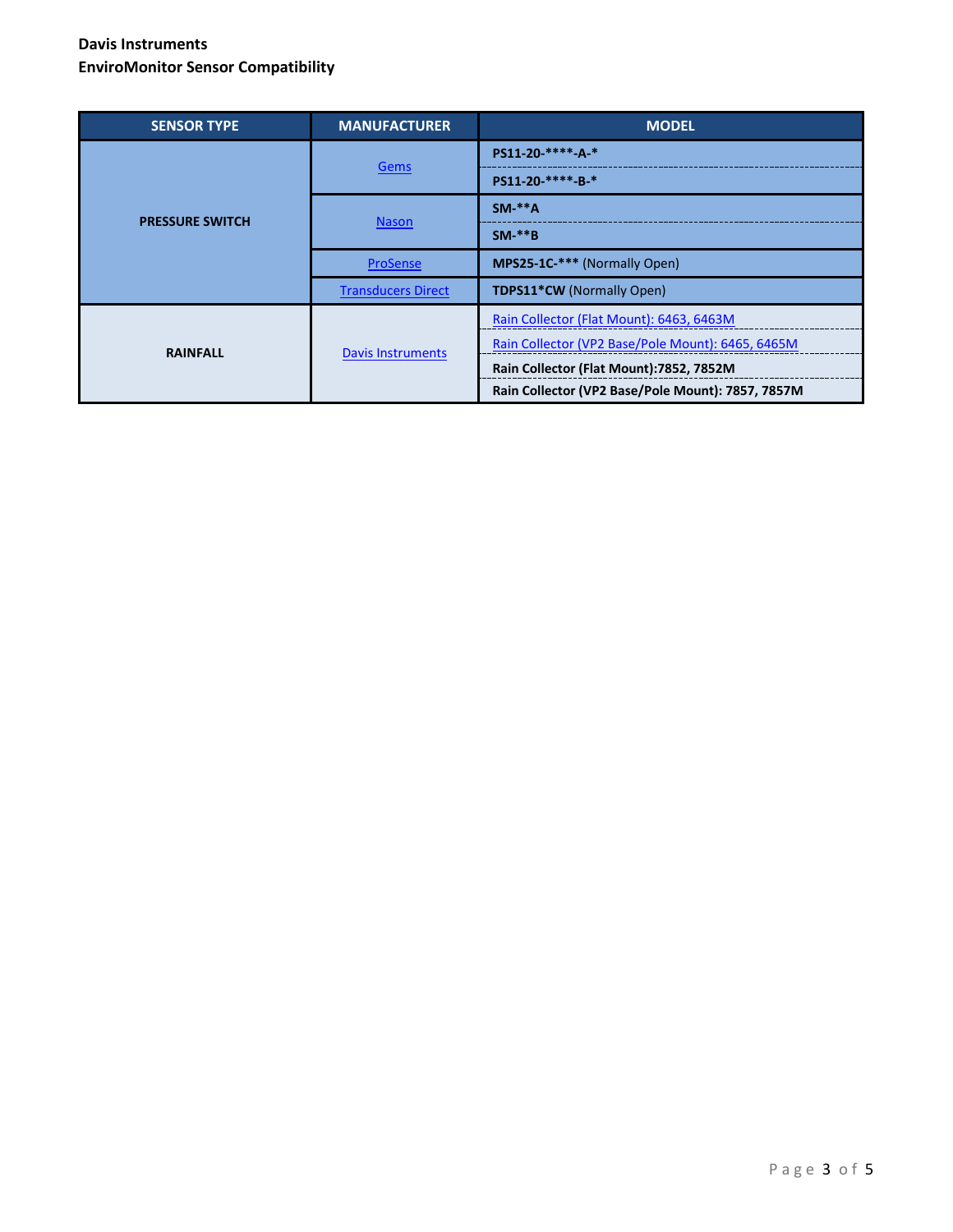**Davis Instruments**
**EnviroMonitor Sensor Compatibility**

| SENSOR TYPE | MANUFACTURER | MODEL |
|---|---|---|
| PRESSURE SWITCH | Gems | **PS11-20-****-A-*** |
| | | **PS11-20-****-B-*** |
| | Nason | **SM-**A** |
| | | **SM-**B** |
| | ProSense | **MPS25-1C-***** (Normally Open) |
| | Transducers Direct | **TDPS11*CW** (Normally Open) |
| RAINFALL | Davis Instruments | Rain Collector (Flat Mount): 6463, 6463M |
| | | Rain Collector (VP2 Base/Pole Mount): 6465, 6465M |
| | | **Rain Collector (Flat Mount):7852, 7852M** |
| | | **Rain Collector (VP2 Base/Pole Mount): 7857, 7857M** |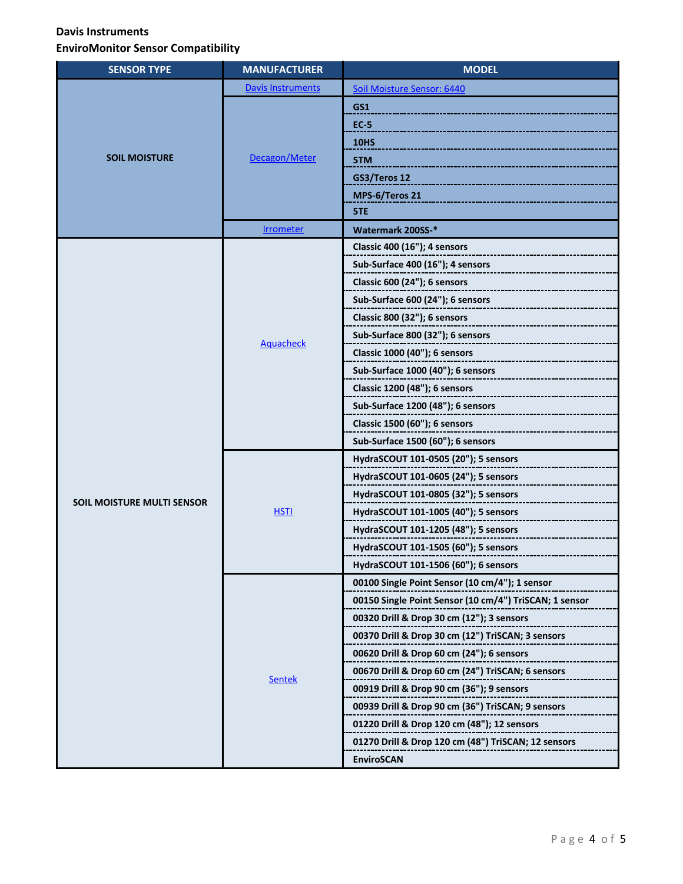**Davis Instruments**

**EnviroMonitor Sensor Compatibility**

| SENSOR TYPE | MANUFACTURER | MODEL |
|---|---|---|
| SOIL MOISTURE | Davis Instruments | Soil Moisture Sensor: 6440 |
| | Decagon/Meter | GS1 |
| | | EC-5 |
| | | 10HS |
| | | 5TM |
| | | GS3/Teros 12 |
| | | MPS-6/Teros 21 |
| | | 5TE |
| | Irrometer | Watermark 200SS-* |
| SOIL MOISTURE MULTI SENSOR | Aquacheck | Classic 400 (16"); 4 sensors |
| | | Sub-Surface 400 (16"); 4 sensors |
| | | Classic 600 (24"); 6 sensors |
| | | Sub-Surface 600 (24"); 6 sensors |
| | | Classic 800 (32"); 6 sensors |
| | | Sub-Surface 800 (32"); 6 sensors |
| | | Classic 1000 (40"); 6 sensors |
| | | Sub-Surface 1000 (40"); 6 sensors |
| | | Classic 1200 (48"); 6 sensors |
| | | Sub-Surface 1200 (48"); 6 sensors |
| | | Classic 1500 (60"); 6 sensors |
| | | Sub-Surface 1500 (60"); 6 sensors |
| | HSTI | HydraSCOUT 101-0505 (20"); 5 sensors |
| | | HydraSCOUT 101-0605 (24"); 5 sensors |
| | | HydraSCOUT 101-0805 (32"); 5 sensors |
| | | HydraSCOUT 101-1005 (40"); 5 sensors |
| | | HydraSCOUT 101-1205 (48"); 5 sensors |
| | | HydraSCOUT 101-1505 (60"); 5 sensors |
| | | HydraSCOUT 101-1506 (60"); 6 sensors |
| | Sentek | 00100 Single Point Sensor (10 cm/4"); 1 sensor |
| | | 00150 Single Point Sensor (10 cm/4") TriSCAN; 1 sensor |
| | | 00320 Drill & Drop 30 cm (12"); 3 sensors |
| | | 00370 Drill & Drop 30 cm (12") TriSCAN; 3 sensors |
| | | 00620 Drill & Drop 60 cm (24"); 6 sensors |
| | | 00670 Drill & Drop 60 cm (24") TriSCAN; 6 sensors |
| | | 00919 Drill & Drop 90 cm (36"); 9 sensors |
| | | 00939 Drill & Drop 90 cm (36") TriSCAN; 9 sensors |
| | | 01220 Drill & Drop 120 cm (48"); 12 sensors |
| | | 01270 Drill & Drop 120 cm (48") TriSCAN; 12 sensors |
| | | EnviroSCAN |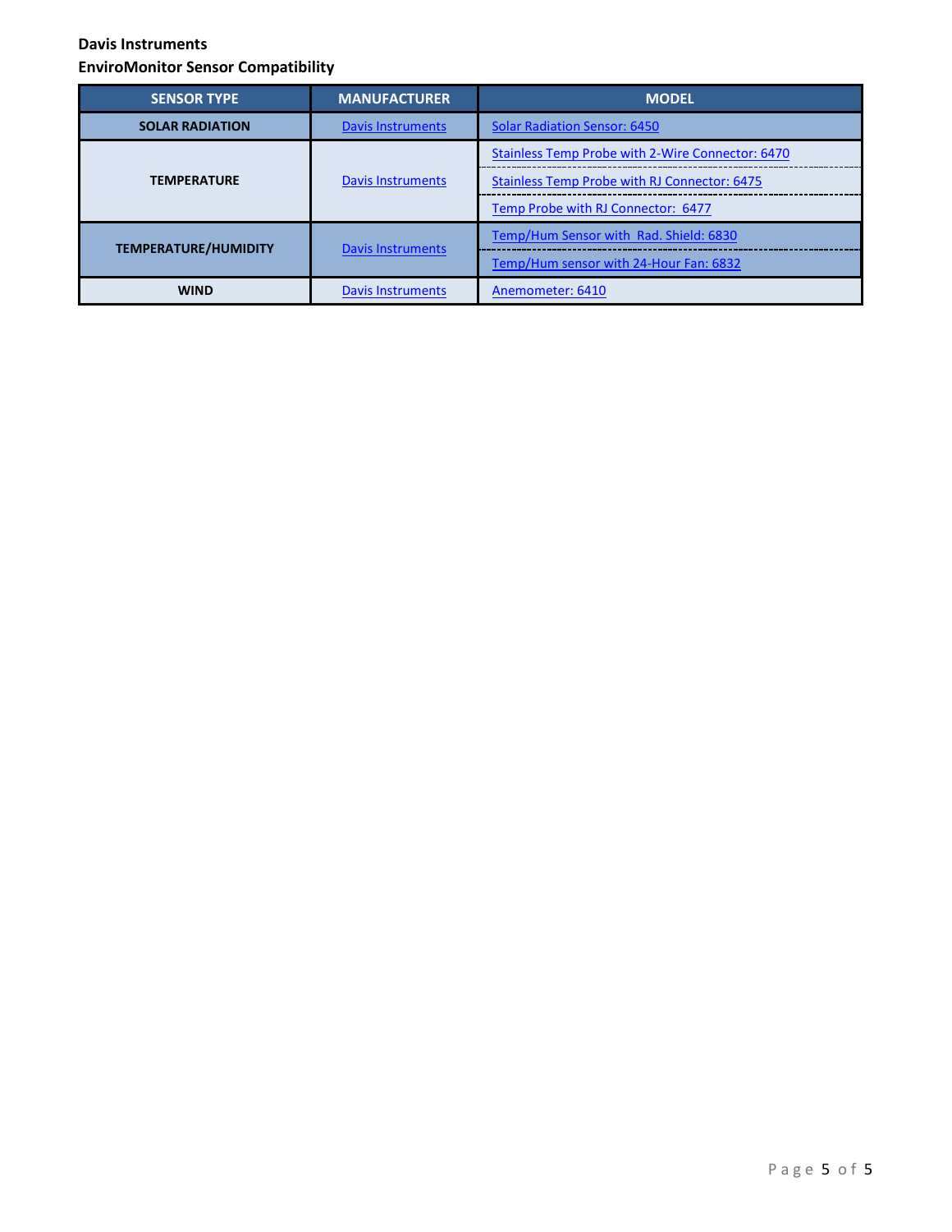**Davis Instruments**

**EnviroMonitor Sensor Compatibility**

| SENSOR TYPE | MANUFACTURER | MODEL |
|---|---|---|
| **SOLAR RADIATION** | Davis Instruments | Solar Radiation Sensor: 6450 |
| **TEMPERATURE** | Davis Instruments | Stainless Temp Probe with 2-Wire Connector: 6470 |
| | | Stainless Temp Probe with RJ Connector: 6475 |
| | | Temp Probe with RJ Connector: 6477 |
| **TEMPERATURE/HUMIDITY** | Davis Instruments | Temp/Hum Sensor with Rad. Shield: 6830 |
| | | Temp/Hum sensor with 24-Hour Fan: 6832 |
| **WIND** | Davis Instruments | Anemometer: 6410 |